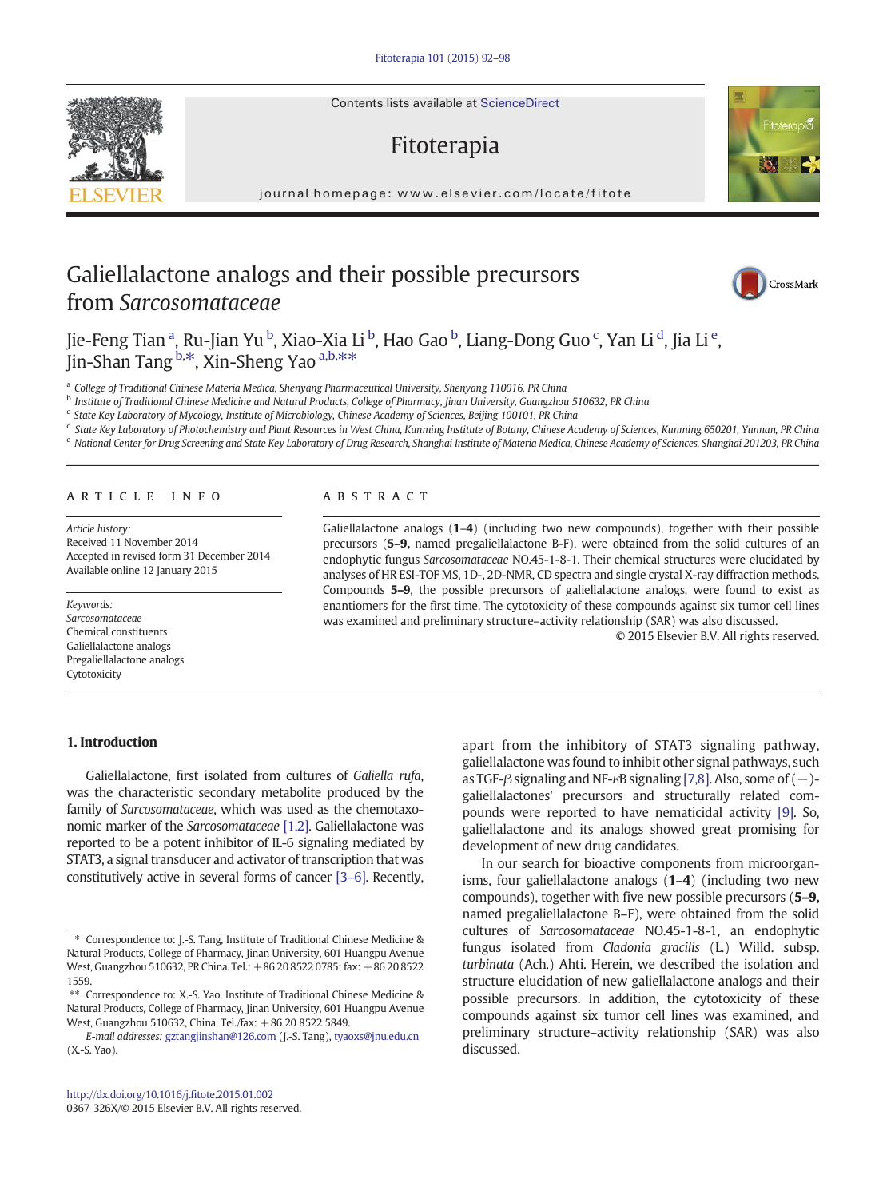# Galiellalactone analogs and their possible precursors from *Sarcosomataceae*

Jie-Feng Tian [a], Ru-Jian Yu [b], Xiao-Xia Li [b], Hao Gao [b], Liang-Dong Guo [c], Yan Li [d], Jia Li [e], Jin-Shan Tang [b,*], Xin-Sheng Yao [a,b,**]

[a] College of Traditional Chinese Materia Medica, Shenyang Pharmaceutical University, Shenyang 110016, PR China
[b] Institute of Traditional Chinese Medicine and Natural Products, College of Pharmacy, Jinan University, Guangzhou 510632, PR China
[c] State Key Laboratory of Mycology, Institute of Microbiology, Chinese Academy of Sciences, Beijing 100101, PR China
[d] State Key Laboratory of Photochemistry and Plant Resources in West China, Kunming Institute of Botany, Chinese Academy of Sciences, Kunming 650201, Yunnan, PR China
[e] National Center for Drug Screening and State Key Laboratory of Drug Research, Shanghai Institute of Materia Medica, Chinese Academy of Sciences, Shanghai 201203, PR China

## ARTICLE INFO

*Article history:*
Received 11 November 2014
Accepted in revised form 31 December 2014
Available online 12 January 2015

*Keywords:*
*Sarcosomataceae*
Chemical constituents
Galiellalactone analogs
Pregaliellalactone analogs
Cytotoxicity

## ABSTRACT

Galiellalactone analogs (**1**–**4**) (including two new compounds), together with their possible precursors (**5–9,** named pregaliellalactone B-F), were obtained from the solid cultures of an endophytic fungus *Sarcosomataceae* NO.45-1-8-1. Their chemical structures were elucidated by analyses of HR ESI-TOF MS, 1D-, 2D-NMR, CD spectra and single crystal X-ray diffraction methods. Compounds **5–9**, the possible precursors of galiellalactone analogs, were found to exist as enantiomers for the first time. The cytotoxicity of these compounds against six tumor cell lines was examined and preliminary structure–activity relationship (SAR) was also discussed.

© 2015 Elsevier B.V. All rights reserved.

## 1. Introduction

Galiellalactone, first isolated from cultures of *Galiella rufa*, was the characteristic secondary metabolite produced by the family of *Sarcosomataceae*, which was used as the chemotaxonomic marker of the *Sarcosomataceae* [1,2]. Galiellalactone was reported to be a potent inhibitor of IL-6 signaling mediated by STAT3, a signal transducer and activator of transcription that was constitutively active in several forms of cancer [3–6]. Recently, apart from the inhibitory of STAT3 signaling pathway, galiellalactone was found to inhibit other signal pathways, such as TGF-β signaling and NF-κB signaling [7,8]. Also, some of (−)-galiellalactones' precursors and structurally related compounds were reported to have nematicidal activity [9]. So, galiellalactone and its analogs showed great promising for development of new drug candidates.

In our search for bioactive components from microorganisms, four galiellalactone analogs (**1**–**4**) (including two new compounds), together with five new possible precursors (**5–9,** named pregaliellalactone B–F), were obtained from the solid cultures of *Sarcosomataceae* NO.45-1-8-1, an endophytic fungus isolated from *Cladonia gracilis* (L.) Willd. subsp. *turbinata* (Ach.) Ahti. Herein, we described the isolation and structure elucidation of new galiellalactone analogs and their possible precursors. In addition, the cytotoxicity of these compounds against six tumor cell lines was examined, and preliminary structure–activity relationship (SAR) was also discussed.

---

\* Correspondence to: J.-S. Tang, Institute of Traditional Chinese Medicine & Natural Products, College of Pharmacy, Jinan University, 601 Huangpu Avenue West, Guangzhou 510632, PR China. Tel.: +86 20 8522 0785; fax: +86 20 8522 1559.

\*\* Correspondence to: X.-S. Yao, Institute of Traditional Chinese Medicine & Natural Products, College of Pharmacy, Jinan University, 601 Huangpu Avenue West, Guangzhou 510632, China. Tel./fax: +86 20 8522 5849.

*E-mail addresses:* gztangjinshan@126.com (J.-S. Tang), tyaoxs@jnu.edu.cn (X.-S. Yao).

http://dx.doi.org/10.1016/j.fitote.2015.01.002
0367-326X/© 2015 Elsevier B.V. All rights reserved.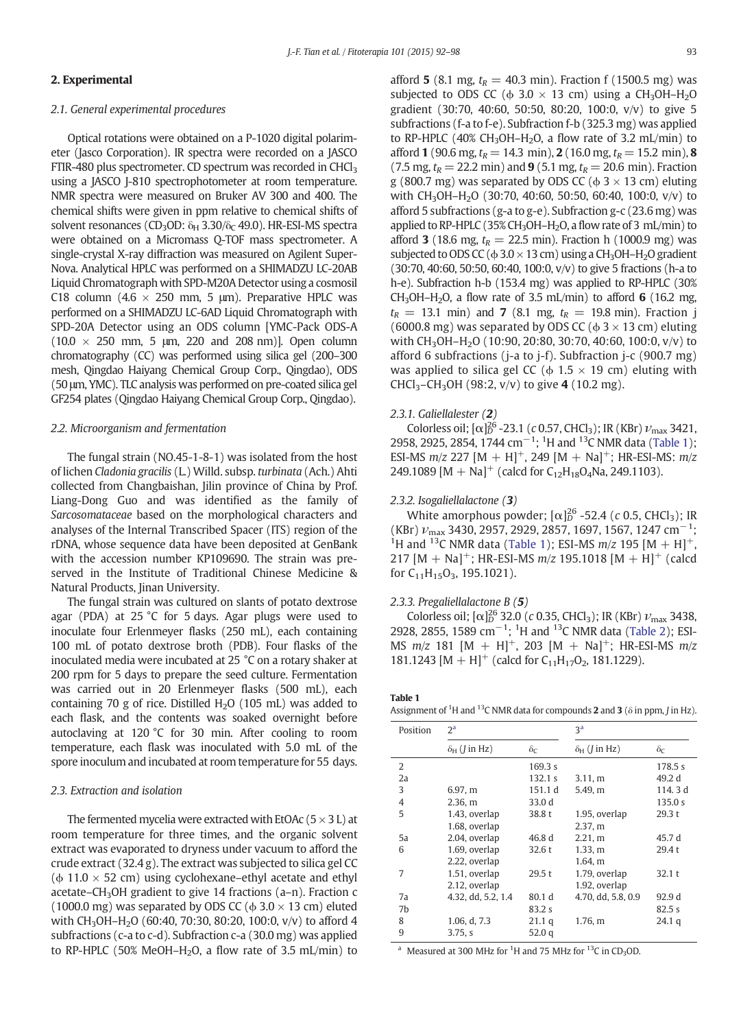## 2. Experimental

### 2.1. General experimental procedures

Optical rotations were obtained on a P-1020 digital polarimeter (Jasco Corporation). IR spectra were recorded on a JASCO FTIR-480 plus spectrometer. CD spectrum was recorded in $CHCl_3$ using a JASCO J-810 spectrophotometer at room temperature. NMR spectra were measured on Bruker AV 300 and 400. The chemical shifts were given in ppm relative to chemical shifts of solvent resonances ($CD_3OD$: $\delta_H$ 3.30/$\delta_C$ 49.0). HR-ESI-MS spectra were obtained on a Micromass Q-TOF mass spectrometer. A single-crystal X-ray diffraction was measured on Agilent SuperNova. Analytical HPLC was performed on a SHIMADZU LC-20AB Liquid Chromatograph with SPD-M20A Detector using a cosmosil C18 column (4.6 × 250 mm, 5 μm). Preparative HPLC was performed on a SHIMADZU LC-6AD Liquid Chromatograph with SPD-20A Detector using an ODS column [YMC-Pack ODS-A (10.0 × 250 mm, 5 μm, 220 and 208 nm)]. Open column chromatography (CC) was performed using silica gel (200–300 mesh, Qingdao Haiyang Chemical Group Corp., Qingdao), ODS (50 μm, YMC). TLC analysis was performed on pre-coated silica gel GF254 plates (Qingdao Haiyang Chemical Group Corp., Qingdao).

### 2.2. Microorganism and fermentation

The fungal strain (NO.45-1-8-1) was isolated from the host of lichen *Cladonia gracilis* (L.) Willd. subsp. *turbinata* (Ach.) Ahti collected from Changbaishan, Jilin province of China by Prof. Liang-Dong Guo and was identified as the family of *Sarcosomataceae* based on the morphological characters and analyses of the Internal Transcribed Spacer (ITS) region of the rDNA, whose sequence data have been deposited at GenBank with the accession number KP109690. The strain was preserved in the Institute of Traditional Chinese Medicine & Natural Products, Jinan University.

The fungal strain was cultured on slants of potato dextrose agar (PDA) at 25 °C for 5 days. Agar plugs were used to inoculate four Erlenmeyer flasks (250 mL), each containing 100 mL of potato dextrose broth (PDB). Four flasks of the inoculated media were incubated at 25 °C on a rotary shaker at 200 rpm for 5 days to prepare the seed culture. Fermentation was carried out in 20 Erlenmeyer flasks (500 mL), each containing 70 g of rice. Distilled $H_2O$ (105 mL) was added to each flask, and the contents was soaked overnight before autoclaving at 120 °C for 30 min. After cooling to room temperature, each flask was inoculated with 5.0 mL of the spore inoculum and incubated at room temperature for 55 days.

### 2.3. Extraction and isolation

The fermented mycelia were extracted with EtOAc (5 × 3 L) at room temperature for three times, and the organic solvent extract was evaporated to dryness under vacuum to afford the crude extract (32.4 g). The extract was subjected to silica gel CC (ϕ 11.0 × 52 cm) using cyclohexane–ethyl acetate and ethyl acetate–$CH_3OH$ gradient to give 14 fractions (a–n). Fraction c (1000.0 mg) was separated by ODS CC (ϕ 3.0 × 13 cm) eluted with $CH_3OH$–$H_2O$ (60:40, 70:30, 80:20, 100:0, v/v) to afford 4 subfractions (c-a to c-d). Subfraction c-a (30.0 mg) was applied to RP-HPLC (50% MeOH–$H_2O$, a flow rate of 3.5 mL/min) to afford **5** (8.1 mg, $t_R$ = 40.3 min). Fraction f (1500.5 mg) was subjected to ODS CC (ϕ 3.0 × 13 cm) using a $CH_3OH$–$H_2O$ gradient (30:70, 40:60, 50:50, 80:20, 100:0, v/v) to give 5 subfractions (f-a to f-e). Subfraction f-b (325.3 mg) was applied to RP-HPLC (40% $CH_3OH$–$H_2O$, a flow rate of 3.2 mL/min) to afford **1** (90.6 mg, $t_R$ = 14.3 min), **2** (16.0 mg, $t_R$ = 15.2 min), **8** (7.5 mg, $t_R$ = 22.2 min) and **9** (5.1 mg, $t_R$ = 20.6 min). Fraction g (800.7 mg) was separated by ODS CC (ϕ 3 × 13 cm) eluting with $CH_3OH$–$H_2O$ (30:70, 40:60, 50:50, 60:40, 100:0, v/v) to afford 5 subfractions (g-a to g-e). Subfraction g-c (23.6 mg) was applied to RP-HPLC (35% $CH_3OH$–$H_2O$, a flow rate of 3 mL/min) to afford **3** (18.6 mg, $t_R$ = 22.5 min). Fraction h (1000.9 mg) was subjected to ODS CC (ϕ 3.0 × 13 cm) using a $CH_3OH$–$H_2O$ gradient (30:70, 40:60, 50:50, 60:40, 100:0, v/v) to give 5 fractions (h-a to h-e). Subfraction h-b (153.4 mg) was applied to RP-HPLC (30% $CH_3OH$–$H_2O$, a flow rate of 3.5 mL/min) to afford **6** (16.2 mg, $t_R$ = 13.1 min) and **7** (8.1 mg, $t_R$ = 19.8 min). Fraction j (6000.8 mg) was separated by ODS CC (ϕ 3 × 13 cm) eluting with $CH_3OH$–$H_2O$ (10:90, 20:80, 30:70, 40:60, 100:0, v/v) to afford 6 subfractions (j-a to j-f). Subfraction j-c (900.7 mg) was applied to silica gel CC (ϕ 1.5 × 19 cm) eluting with $CHCl_3$–$CH_3OH$ (98:2, v/v) to give **4** (10.2 mg).

#### 2.3.1. Galiellalester (*2*)

Colorless oil; $[\alpha]_D^{26}$ -23.1 (*c* 0.57, $CHCl_3$); IR (KBr) $\nu_{max}$ 3421, 2958, 2925, 2854, 1744 $cm^{-1}$; $^1H$ and $^{13}C$ NMR data (Table 1); ESI-MS *m/z* 227 $[M + H]^+$, 249 $[M + Na]^+$; HR-ESI-MS: *m/z* 249.1089 $[M + Na]^+$ (calcd for $C_{12}H_{18}O_4Na$, 249.1103).

#### 2.3.2. Isogaliellalactone (*3*)

White amorphous powder; $[\alpha]_D^{26}$ -52.4 (*c* 0.5, $CHCl_3$); IR (KBr) $\nu_{max}$ 3430, 2957, 2929, 2857, 1697, 1567, 1247 $cm^{-1}$; $^1H$ and $^{13}C$ NMR data (Table 1); ESI-MS *m/z* 195 $[M + H]^+$, 217 $[M + Na]^+$; HR-ESI-MS *m/z* 195.1018 $[M + H]^+$ (calcd for $C_{11}H_{15}O_3$, 195.1021).

#### 2.3.3. Pregaliellalactone B (*5*)

Colorless oil; $[\alpha]_D^{26}$ 32.0 (*c* 0.35, $CHCl_3$); IR (KBr) $\nu_{max}$ 3438, 2928, 2855, 1589 $cm^{-1}$; $^1H$ and $^{13}C$ NMR data (Table 2); ESI-MS *m/z* 181 $[M + H]^+$, 203 $[M + Na]^+$; HR-ESI-MS *m/z* 181.1243 $[M + H]^+$ (calcd for $C_{11}H_{17}O_2$, 181.1229).

**Table 1**
Assignment of $^1H$ and $^{13}C$ NMR data for compounds **2** and **3** (δ in ppm, *J* in Hz).

| Position | 2[a] | | 3[a] | |
|---|---|---|---|---|
| | $\delta_H$ (*J* in Hz) | $\delta_C$ | $\delta_H$ (*J* in Hz) | $\delta_C$ |
| 2 | | 169.3 s | | 178.5 s |
| 2a | | 132.1 s | 3.11, m | 49.2 d |
| 3 | 6.97, m | 151.1 d | 5.49, m | 114.3 d |
| 4 | 2.36, m | 33.0 d | | 135.0 s |
| 5 | 1.43, overlap<br>1.68, overlap | 38.8 t | 1.95, overlap<br>2.37, m | 29.3 t |
| 5a | 2.04, overlap | 46.8 d | 2.21, m | 45.7 d |
| 6 | 1.69, overlap<br>2.22, overlap | 32.6 t | 1.33, m<br>1.64, m | 29.4 t |
| 7 | 1.51, overlap<br>2.12, overlap | 29.5 t | 1.79, overlap<br>1.92, overlap | 32.1 t |
| 7a | 4.32, dd, 5.2, 1.4 | 80.1 d | 4.70, dd, 5.8, 0.9 | 92.9 d |
| 7b | | 83.2 s | | 82.5 s |
| 8 | 1.06, d, 7.3 | 21.1 q | 1.76, m | 24.1 q |
| 9 | 3.75, s | 52.0 q | | |

[a] Measured at 300 MHz for $^1H$ and 75 MHz for $^{13}C$ in $CD_3OD$.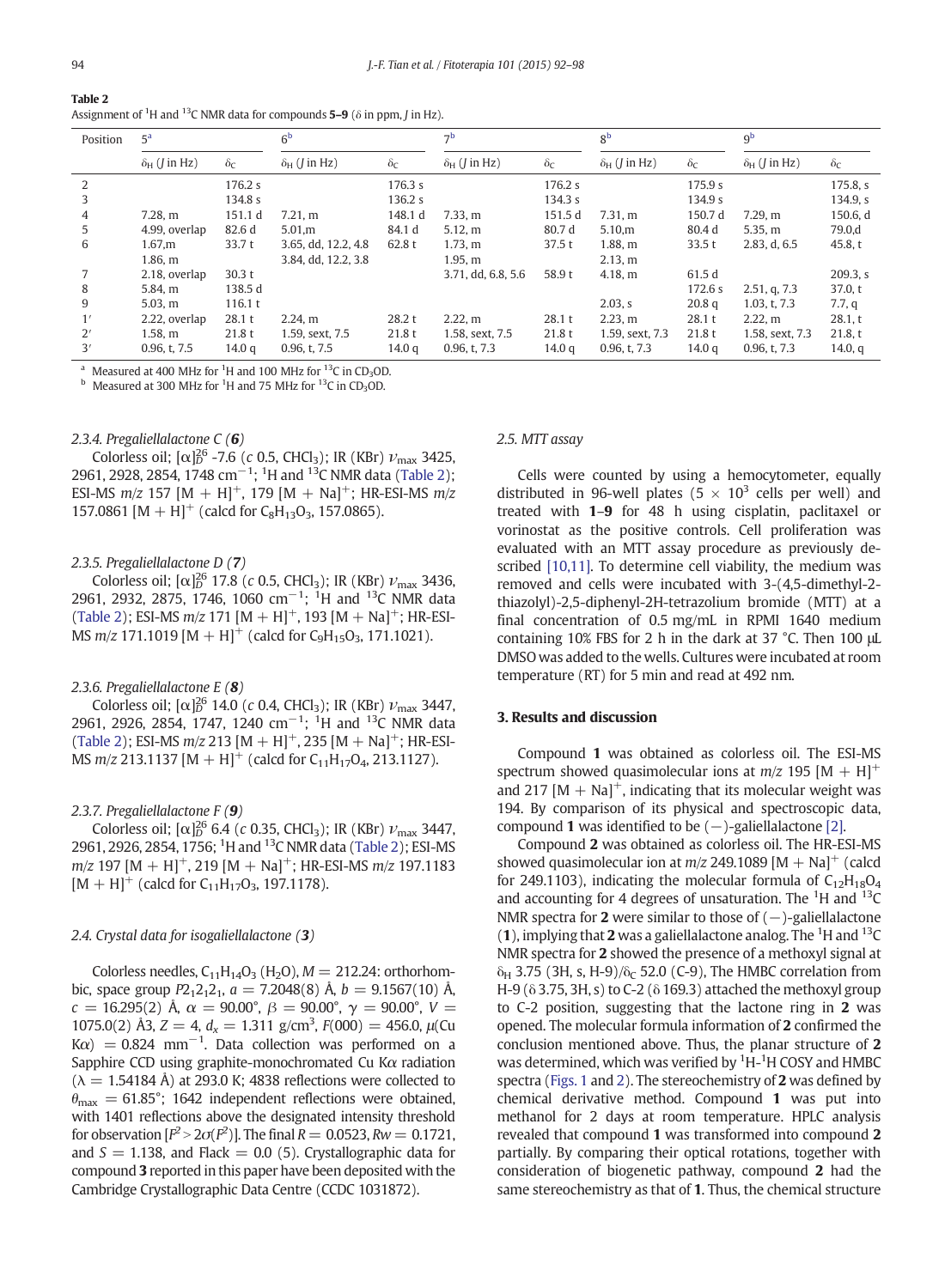**Table 2**
Assignment of $^1$H and $^{13}$C NMR data for compounds **5–9** (δ in ppm, *J* in Hz).

| Position | 5[a] | | 6[b] | | 7[b] | | 8[b] | | 9[b] | |
|---|---|---|---|---|---|---|---|---|---|---|
| | $\delta_H$ (*J* in Hz) | $\delta_C$ | $\delta_H$ (*J* in Hz) | $\delta_C$ | $\delta_H$ (*J* in Hz) | $\delta_C$ | $\delta_H$ (*J* in Hz) | $\delta_C$ | $\delta_H$ (*J* in Hz) | $\delta_C$ |
| 2 | | 176.2 s | | 176.3 s | | 176.2 s | | 175.9 s | | 175.8, s |
| 3 | | 134.8 s | | 136.2 s | | 134.3 s | | 134.9 s | | 134.9, s |
| 4 | 7.28, m | 151.1 d | 7.21, m | 148.1 d | 7.33, m | 151.5 d | 7.31, m | 150.7 d | 7.29, m | 150.6, d |
| 5 | 4.99, overlap | 82.6 d | 5.01,m | 84.1 d | 5.12, m | 80.7 d | 5.10,m | 80.4 d | 5.35, m | 79.0,d |
| 6 | 1.67,m | 33.7 t | 3.65, dd, 12.2, 4.8 | 62.8 t | 1.73, m | 37.5 t | 1.88, m | 33.5 t | 2.83, d, 6.5 | 45.8, t |
| | 1.86, m | | 3.84, dd, 12.2, 3.8 | | 1.95, m | | 2.13, m | | | |
| 7 | 2.18, overlap | 30.3 t | | | 3.71, dd, 6.8, 5.6 | 58.9 t | 4.18, m | 61.5 d | | 209.3, s |
| 8 | 5.84, m | 138.5 d | | | | | | 172.6 s | 2.51, q, 7.3 | 37.0, t |
| 9 | 5.03, m | 116.1 t | | | | | 2.03, s | 20.8 q | 1.03, t, 7.3 | 7.7, q |
| 1′ | 2.22, overlap | 28.1 t | 2.24, m | 28.2 t | 2.22, m | 28.1 t | 2.23, m | 28.1 t | 2.22, m | 28.1, t |
| 2′ | 1.58, m | 21.8 t | 1.59, sext, 7.5 | 21.8 t | 1.58, sext, 7.5 | 21.8 t | 1.59, sext, 7.3 | 21.8 t | 1.58, sext, 7.3 | 21.8, t |
| 3′ | 0.96, t, 7.5 | 14.0 q | 0.96, t, 7.5 | 14.0 q | 0.96, t, 7.3 | 14.0 q | 0.96, t, 7.3 | 14.0 q | 0.96, t, 7.3 | 14.0, q |

[a] Measured at 400 MHz for $^1$H and 100 MHz for $^{13}$C in $CD_3OD$.
[b] Measured at 300 MHz for $^1$H and 75 MHz for $^{13}$C in $CD_3OD$.

#### 2.3.4. Pregaliellalactone C (**6**)

Colorless oil; $[\alpha]_D^{26}$ -7.6 (*c* 0.5, $CHCl_3$); IR (KBr) $\nu_{max}$ 3425, 2961, 2928, 2854, 1748 cm$^{-1}$; $^1$H and $^{13}$C NMR data (Table 2); ESI-MS *m/z* 157 [M + H]$^+$, 179 [M + Na]$^+$; HR-ESI-MS *m/z* 157.0861 [M + H]$^+$ (calcd for $C_8H_{13}O_3$, 157.0865).

#### 2.3.5. Pregaliellalactone D (**7**)

Colorless oil; $[\alpha]_D^{26}$ 17.8 (*c* 0.5, $CHCl_3$); IR (KBr) $\nu_{max}$ 3436, 2961, 2932, 2875, 1746, 1060 cm$^{-1}$; $^1$H and $^{13}$C NMR data (Table 2); ESI-MS *m/z* 171 [M + H]$^+$, 193 [M + Na]$^+$; HR-ESI-MS *m/z* 171.1019 [M + H]$^+$ (calcd for $C_9H_{15}O_3$, 171.1021).

#### 2.3.6. Pregaliellalactone E (**8**)

Colorless oil; $[\alpha]_D^{26}$ 14.0 (*c* 0.4, $CHCl_3$); IR (KBr) $\nu_{max}$ 3447, 2961, 2926, 2854, 1747, 1240 cm$^{-1}$; $^1$H and $^{13}$C NMR data (Table 2); ESI-MS *m/z* 213 [M + H]$^+$, 235 [M + Na]$^+$; HR-ESI-MS *m/z* 213.1137 [M + H]$^+$ (calcd for $C_{11}H_{17}O_4$, 213.1127).

#### 2.3.7. Pregaliellalactone F (**9**)

Colorless oil; $[\alpha]_D^{26}$ 6.4 (*c* 0.35, $CHCl_3$); IR (KBr) $\nu_{max}$ 3447, 2961, 2926, 2854, 1756; $^1$H and $^{13}$C NMR data (Table 2); ESI-MS *m/z* 197 [M + H]$^+$, 219 [M + Na]$^+$; HR-ESI-MS *m/z* 197.1183 [M + H]$^+$ (calcd for $C_{11}H_{17}O_3$, 197.1178).

### 2.4. Crystal data for isogaliellalactone (**3**)

Colorless needles, $C_{11}H_{14}O_3$ ($H_2O$), *M* = 212.24: orthorhombic, space group $P2_12_12_1$, *a* = 7.2048(8) Å, *b* = 9.1567(10) Å, *c* = 16.295(2) Å, α = 90.00°, β = 90.00°, γ = 90.00°, *V* = 1075.0(2) Å3, *Z* = 4, $d_x$ = 1.311 g/cm$^3$, *F*(000) = 456.0, μ(Cu Kα) = 0.824 mm$^{-1}$. Data collection was performed on a Sapphire CCD using graphite-monochromated Cu Kα radiation (λ = 1.54184 Å) at 293.0 K; 4838 reflections were collected to $\theta_{max}$ = 61.85°; 1642 independent reflections were obtained, with 1401 reflections above the designated intensity threshold for observation [$F^2 > 2\sigma(F^2)$]. The final *R* = 0.0523, *Rw* = 0.1721, and *S* = 1.138, and Flack = 0.0 (5). Crystallographic data for compound **3** reported in this paper have been deposited with the Cambridge Crystallographic Data Centre (CCDC 1031872).

### 2.5. MTT assay

Cells were counted by using a hemocytometer, equally distributed in 96-well plates (5 × 10$^3$ cells per well) and treated with **1–9** for 48 h using cisplatin, paclitaxel or vorinostat as the positive controls. Cell proliferation was evaluated with an MTT assay procedure as previously described [10,11]. To determine cell viability, the medium was removed and cells were incubated with 3-(4,5-dimethyl-2-thiazolyl)-2,5-diphenyl-2H-tetrazolium bromide (MTT) at a final concentration of 0.5 mg/mL in RPMI 1640 medium containing 10% FBS for 2 h in the dark at 37 °C. Then 100 μL DMSO was added to the wells. Cultures were incubated at room temperature (RT) for 5 min and read at 492 nm.

## 3. Results and discussion

Compound **1** was obtained as colorless oil. The ESI-MS spectrum showed quasimolecular ions at *m/z* 195 [M + H]$^+$ and 217 [M + Na]$^+$, indicating that its molecular weight was 194. By comparison of its physical and spectroscopic data, compound **1** was identified to be (−)-galiellalactone [2].

Compound **2** was obtained as colorless oil. The HR-ESI-MS showed quasimolecular ion at *m/z* 249.1089 [M + Na]$^+$ (calcd for 249.1103), indicating the molecular formula of $C_{12}H_{18}O_4$ and accounting for 4 degrees of unsaturation. The $^1$H and $^{13}$C NMR spectra for **2** were similar to those of (−)-galiellalactone (**1**), implying that **2** was a galiellalactone analog. The $^1$H and $^{13}$C NMR spectra for **2** showed the presence of a methoxyl signal at $\delta_H$ 3.75 (3H, s, H-9)/$\delta_C$ 52.0 (C-9), The HMBC correlation from H-9 (δ 3.75, 3H, s) to C-2 (δ 169.3) attached the methoxyl group to C-2 position, suggesting that the lactone ring in **2** was opened. The molecular formula information of **2** confirmed the conclusion mentioned above. Thus, the planar structure of **2** was determined, which was verified by $^1$H-$^1$H COSY and HMBC spectra (Figs. 1 and 2). The stereochemistry of **2** was defined by chemical derivative method. Compound **1** was put into methanol for 2 days at room temperature. HPLC analysis revealed that compound **1** was transformed into compound **2** partially. By comparing their optical rotations, together with consideration of biogenetic pathway, compound **2** had the same stereochemistry as that of **1**. Thus, the chemical structure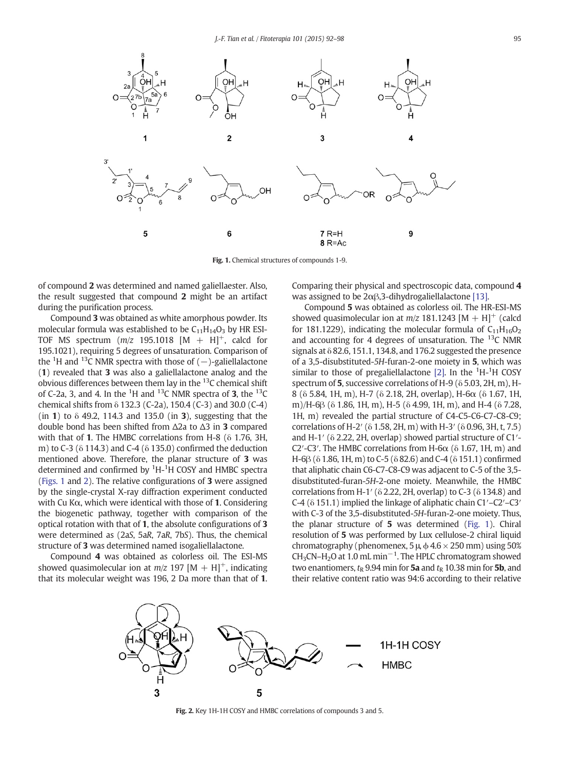Fig. 1. Chemical structures of compounds 1-9.

of compound **2** was determined and named galiellaester. Also, the result suggested that compound **2** might be an artifact during the purification process.

Compound **3** was obtained as white amorphous powder. Its molecular formula was established to be $C_{11}H_{14}O_3$ by HR ESI-TOF MS spectrum (*m/z* 195.1018 $[M + H]^+$, calcd for 195.1021), requiring 5 degrees of unsaturation. Comparison of the $^1$H and $^{13}$C NMR spectra with those of (−)-galiellalactone (**1**) revealed that **3** was also a galiellalactone analog and the obvious differences between them lay in the $^{13}$C chemical shift of C-2a, 3, and 4. In the $^1$H and $^{13}$C NMR spectra of **3**, the $^{13}$C chemical shifts from δ 132.3 (C-2a), 150.4 (C-3) and 30.0 (C-4) (in **1**) to δ 49.2, 114.3 and 135.0 (in **3**), suggesting that the double bond has been shifted from Δ2a to Δ3 in **3** compared with that of **1**. The HMBC correlations from H-8 (δ 1.76, 3H, m) to C-3 (δ 114.3) and C-4 (δ 135.0) confirmed the deduction mentioned above. Therefore, the planar structure of **3** was determined and confirmed by $^1$H-$^1$H COSY and HMBC spectra (Figs. 1 and 2). The relative configurations of **3** were assigned by the single-crystal X-ray diffraction experiment conducted with Cu Kα, which were identical with those of **1**. Considering the biogenetic pathway, together with comparison of the optical rotation with that of **1**, the absolute configurations of **3** were determined as (2a*S*, 5a*R*, 7a*R*, 7b*S*). Thus, the chemical structure of **3** was determined named isogaliellalactone.

Compound **4** was obtained as colorless oil. The ESI-MS showed quasimolecular ion at *m/z* 197 $[M + H]^+$, indicating that its molecular weight was 196, 2 Da more than that of **1**. Comparing their physical and spectroscopic data, compound **4** was assigned to be 2αβ,3-dihydrogaliellalactone [13].

Compound **5** was obtained as colorless oil. The HR-ESI-MS showed quasimolecular ion at *m/z* 181.1243 $[M + H]^+$ (calcd for 181.1229), indicating the molecular formula of $C_{11}H_{16}O_2$ and accounting for 4 degrees of unsaturation. The $^{13}$C NMR signals at δ 82.6, 151.1, 134.8, and 176.2 suggested the presence of a 3,5-disubstituted-*5H*-furan-2-one moiety in **5**, which was similar to those of pregaliellalactone [2]. In the $^1$H-$^1$H COSY spectrum of **5**, successive correlations of H-9 (δ 5.03, 2H, m), H-8 (δ 5.84, 1H, m), H-7 (δ 2.18, 2H, overlap), H-6α (δ 1.67, 1H, m)/H-6β (δ 1.86, 1H, m), H-5 (δ 4.99, 1H, m), and H-4 (δ 7.28, 1H, m) revealed the partial structure of C4-C5-C6-C7-C8-C9; correlations of H-2′ (δ 1.58, 2H, m) with H-3′ (δ 0.96, 3H, t, 7.5) and H-1′ (δ 2.22, 2H, overlap) showed partial structure of C1′-C2′-C3′. The HMBC correlations from H-6α (δ 1.67, 1H, m) and H-6β (δ 1.86, 1H, m) to C-5 (δ 82.6) and C-4 (δ 151.1) confirmed that aliphatic chain C6-C7-C8-C9 was adjacent to C-5 of the 3,5-disubstituted-furan-*5H*-2-one moiety. Meanwhile, the HMBC correlations from H-1′ (δ 2.22, 2H, overlap) to C-3 (δ 134.8) and C-4 (δ 151.1) implied the linkage of aliphatic chain C1′–C2′–C3′ with C-3 of the 3,5-disubstituted-*5H*-furan-2-one moiety. Thus, the planar structure of **5** was determined (Fig. 1). Chiral resolution of **5** was performed by Lux cellulose-2 chiral liquid chromatography (phenomenex, 5 μ, ϕ 4.6 × 250 mm) using 50% $CH_3CN$–$H_2O$ at 1.0 mL min$^{-1}$. The HPLC chromatogram showed two enantiomers, $t_R$ 9.94 min for **5a** and $t_R$ 10.38 min for **5b**, and their relative content ratio was 94:6 according to their relative

Fig. 2. Key 1H-1H COSY and HMBC correlations of compounds 3 and 5.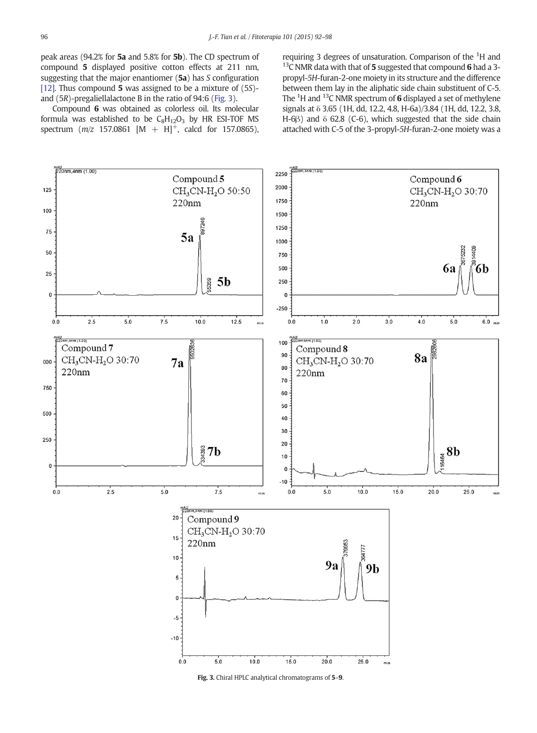peak areas (94.2% for **5a** and 5.8% for **5b**). The CD spectrum of compound **5** displayed positive cotton effects at 211 nm, suggesting that the major enantiomer (**5a**) has *S* configuration [12]. Thus compound **5** was assigned to be a mixture of (5*S*)- and (5*R*)-pregaliellalactone B in the ratio of 94:6 (Fig. 3).

Compound **6** was obtained as colorless oil. Its molecular formula was established to be $C_8H_{12}O_3$ by HR ESI-TOF MS spectrum (*m/z* 157.0861 $[M + H]^+$, calcd for 157.0865), requiring 3 degrees of unsaturation. Comparison of the $^1H$ and $^{13}C$ NMR data with that of **5** suggested that compound **6** had a 3-propyl-*5H*-furan-2-one moiety in its structure and the difference between them lay in the aliphatic side chain substituent of C-5. The $^1H$ and $^{13}C$ NMR spectrum of **6** displayed a set of methylene signals at δ 3.65 (1H, dd, 12.2, 4.8, H-6a)/3.84 (1H, dd, 12.2, 3.8, H-6β) and δ 62.8 (C-6), which suggested that the side chain attached with C-5 of the 3-propyl-*5H*-furan-2-one moiety was a

**Fig. 3.** Chiral HPLC analytical chromatograms of **5**–**9**.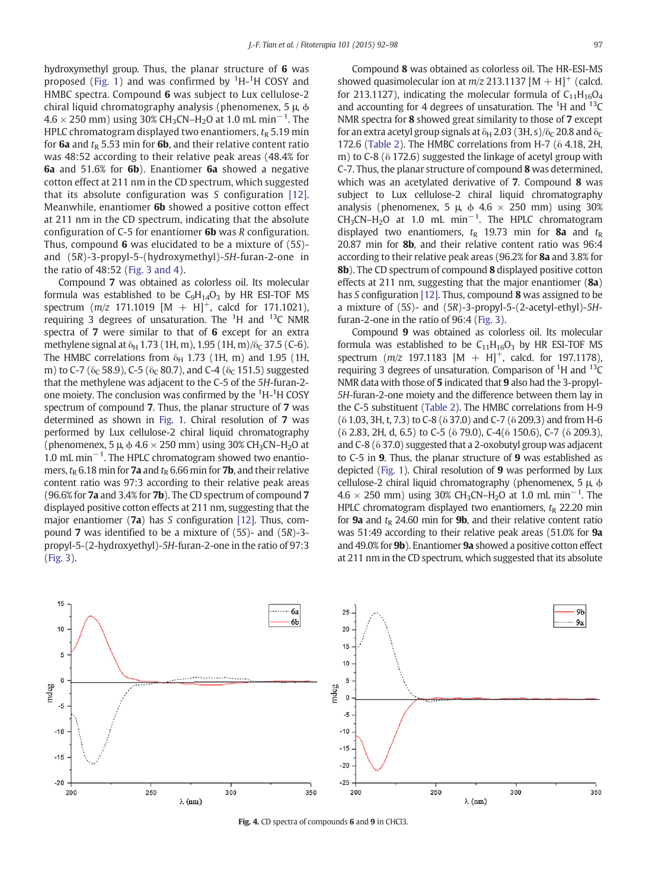hydroxymethyl group. Thus, the planar structure of **6** was proposed (Fig. 1) and was confirmed by $^1$H-$^1$H COSY and HMBC spectra. Compound **6** was subject to Lux cellulose-2 chiral liquid chromatography analysis (phenomenex, 5 μ, ϕ 4.6 × 250 mm) using 30% $CH_3CN$–$H_2O$ at 1.0 mL min$^{-1}$. The HPLC chromatogram displayed two enantiomers, $t_R$ 5.19 min for **6a** and $t_R$ 5.53 min for **6b**, and their relative content ratio was 48:52 according to their relative peak areas (48.4% for **6a** and 51.6% for **6b**). Enantiomer **6a** showed a negative cotton effect at 211 nm in the CD spectrum, which suggested that its absolute configuration was *S* configuration [12]. Meanwhile, enantiomer **6b** showed a positive cotton effect at 211 nm in the CD spectrum, indicating that the absolute configuration of C-5 for enantiomer **6b** was *R* configuration. Thus, compound **6** was elucidated to be a mixture of (5*S*)- and (5*R*)-3-propyl-5-(hydroxymethyl)-5*H*-furan-2-one in the ratio of 48:52 (Fig. 3 and 4).

Compound **7** was obtained as colorless oil. Its molecular formula was established to be $C_9H_{14}O_3$ by HR ESI-TOF MS spectrum (*m/z* 171.1019 [M + H]$^+$, calcd for 171.1021), requiring 3 degrees of unsaturation. The $^1$H and $^{13}$C NMR spectra of **7** were similar to that of **6** except for an extra methylene signal at $\delta_H$ 1.73 (1H, m), 1.95 (1H, m)/$\delta_C$ 37.5 (C-6). The HMBC correlations from $\delta_H$ 1.73 (1H, m) and 1.95 (1H, m) to C-7 ($\delta_C$ 58.9), C-5 ($\delta_C$ 80.7), and C-4 ($\delta_C$ 151.5) suggested that the methylene was adjacent to the C-5 of the 5*H*-furan-2-one moiety. The conclusion was confirmed by the $^1$H-$^1$H COSY spectrum of compound **7**. Thus, the planar structure of **7** was determined as shown in Fig. 1. Chiral resolution of **7** was performed by Lux cellulose-2 chiral liquid chromatography (phenomenex, 5 μ, ϕ 4.6 × 250 mm) using 30% $CH_3CN$–$H_2O$ at 1.0 mL min$^{-1}$. The HPLC chromatogram showed two enantiomers, $t_R$ 6.18 min for **7a** and $t_R$ 6.66 min for **7b**, and their relative content ratio was 97:3 according to their relative peak areas (96.6% for **7a** and 3.4% for **7b**). The CD spectrum of compound **7** displayed positive cotton effects at 211 nm, suggesting that the major enantiomer (**7a**) has *S* configuration [12]. Thus, compound **7** was identified to be a mixture of (5*S*)- and (5*R*)-3-propyl-5-(2-hydroxyethyl)-5*H*-furan-2-one in the ratio of 97:3 (Fig. 3).

Compound **8** was obtained as colorless oil. The HR-ESI-MS showed quasimolecular ion at *m/z* 213.1137 [M + H]$^+$ (calcd. for 213.1127), indicating the molecular formula of $C_{11}H_{16}O_4$ and accounting for 4 degrees of unsaturation. The $^1$H and $^{13}$C NMR spectra for **8** showed great similarity to those of **7** except for an extra acetyl group signals at $\delta_H$ 2.03 (3H, s)/$\delta_C$ 20.8 and $\delta_C$ 172.6 (Table 2). The HMBC correlations from H-7 (δ 4.18, 2H, m) to C-8 (δ 172.6) suggested the linkage of acetyl group with C-7. Thus, the planar structure of compound **8** was determined, which was an acetylated derivative of **7**. Compound **8** was subject to Lux cellulose-2 chiral liquid chromatography analysis (phenomenex, 5 μ, ϕ 4.6 × 250 mm) using 30% $CH_3CN$–$H_2O$ at 1.0 mL min$^{-1}$. The HPLC chromatogram displayed two enantiomers, $t_R$ 19.73 min for **8a** and $t_R$ 20.87 min for **8b**, and their relative content ratio was 96:4 according to their relative peak areas (96.2% for **8a** and 3.8% for **8b**). The CD spectrum of compound **8** displayed positive cotton effects at 211 nm, suggesting that the major enantiomer (**8a**) has *S* configuration [12]. Thus, compound **8** was assigned to be a mixture of (5*S*)- and (5*R*)-3-propyl-5-(2-acetyl-ethyl)-5*H*-furan-2-one in the ratio of 96:4 (Fig. 3).

Compound **9** was obtained as colorless oil. Its molecular formula was established to be $C_{11}H_{16}O_3$ by HR ESI-TOF MS spectrum (*m/z* 197.1183 [M + H]$^+$, calcd. for 197.1178), requiring 3 degrees of unsaturation. Comparison of $^1$H and $^{13}$C NMR data with those of **5** indicated that **9** also had the 3-propyl-5*H*-furan-2-one moiety and the difference between them lay in the C-5 substituent (Table 2). The HMBC correlations from H-9 (δ 1.03, 3H, t, 7.3) to C-8 (δ 37.0) and C-7 (δ 209.3) and from H-6 (δ 2.83, 2H, d, 6.5) to C-5 (δ 79.0), C-4 (δ 150.6), C-7 (δ 209.3), and C-8 (δ 37.0) suggested that a 2-oxobutyl group was adjacent to C-5 in **9**. Thus, the planar structure of **9** was established as depicted (Fig. 1). Chiral resolution of **9** was performed by Lux cellulose-2 chiral liquid chromatography (phenomenex, 5 μ, ϕ 4.6 × 250 mm) using 30% $CH_3CN$–$H_2O$ at 1.0 mL min$^{-1}$. The HPLC chromatogram displayed two enantiomers, $t_R$ 22.20 min for **9a** and $t_R$ 24.60 min for **9b**, and their relative content ratio was 51:49 according to their relative peak areas (51.0% for **9a** and 49.0% for **9b**). Enantiomer **9a** showed a positive cotton effect at 211 nm in the CD spectrum, which suggested that its absolute

**Fig. 4.** CD spectra of compounds **6** and **9** in CHCl3.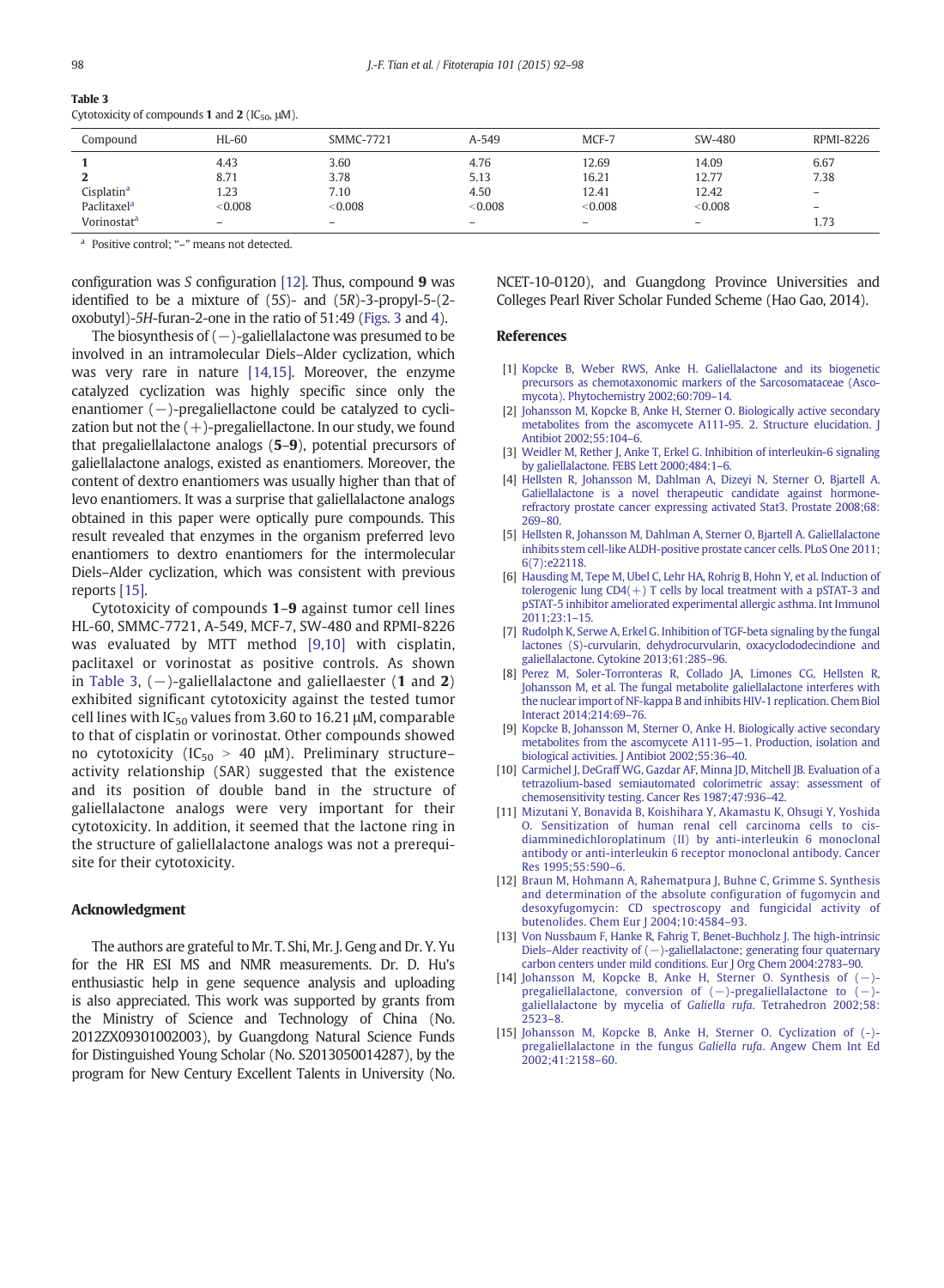**Table 3**
Cytotoxicity of compounds **1** and **2** ($IC_{50}$, μM).

| Compound | HL-60 | SMMC-7721 | A-549 | MCF-7 | SW-480 | RPMI-8226 |
|---|---|---|---|---|---|---|
| **1** | 4.43 | 3.60 | 4.76 | 12.69 | 14.09 | 6.67 |
| **2** | 8.71 | 3.78 | 5.13 | 16.21 | 12.77 | 7.38 |
| Cisplatin[a] | 1.23 | 7.10 | 4.50 | 12.41 | 12.42 | – |
| Paclitaxel[a] | <0.008 | <0.008 | <0.008 | <0.008 | <0.008 | – |
| Vorinostat[a] | – | – | – | – | – | 1.73 |

[a] Positive control; "–" means not detected.

configuration was *S* configuration [12]. Thus, compound **9** was identified to be a mixture of (5*S*)- and (5*R*)-3-propyl-5-(2-oxobutyl)-5*H*-furan-2-one in the ratio of 51:49 (Figs. 3 and 4).

The biosynthesis of (−)-galiellalactone was presumed to be involved in an intramolecular Diels–Alder cyclization, which was very rare in nature [14,15]. Moreover, the enzyme catalyzed cyclization was highly specific since only the enantiomer (−)-pregaliellactone could be catalyzed to cyclization but not the (+)-pregaliellactone. In our study, we found that pregaliellalactone analogs (**5**–**9**), potential precursors of galiellalactone analogs, existed as enantiomers. Moreover, the content of dextro enantiomers was usually higher than that of levo enantiomers. It was a surprise that galiellalactone analogs obtained in this paper were optically pure compounds. This result revealed that enzymes in the organism preferred levo enantiomers to dextro enantiomers for the intermolecular Diels–Alder cyclization, which was consistent with previous reports [15].

Cytotoxicity of compounds **1**–**9** against tumor cell lines HL-60, SMMC-7721, A-549, MCF-7, SW-480 and RPMI-8226 was evaluated by MTT method [9,10] with cisplatin, paclitaxel or vorinostat as positive controls. As shown in Table 3, (−)-galiellalactone and galiellaester (**1** and **2**) exhibited significant cytotoxicity against the tested tumor cell lines with $IC_{50}$ values from 3.60 to 16.21 μM, comparable to that of cisplatin or vorinostat. Other compounds showed no cytotoxicity ($IC_{50}$ > 40 μM). Preliminary structure–activity relationship (SAR) suggested that the existence and its position of double band in the structure of galiellalactone analogs were very important for their cytotoxicity. In addition, it seemed that the lactone ring in the structure of galiellalactone analogs was not a prerequisite for their cytotoxicity.

## Acknowledgment

The authors are grateful to Mr. T. Shi, Mr. J. Geng and Dr. Y. Yu for the HR ESI MS and NMR measurements. Dr. D. Hu's enthusiastic help in gene sequence analysis and uploading is also appreciated. This work was supported by grants from the Ministry of Science and Technology of China (No. 2012ZX09301002003), by Guangdong Natural Science Funds for Distinguished Young Scholar (No. S2013050014287), by the program for New Century Excellent Talents in University (No. NCET-10-0120), and Guangdong Province Universities and Colleges Pearl River Scholar Funded Scheme (Hao Gao, 2014).

## References

[1] Kopcke B, Weber RWS, Anke H. Galiellalactone and its biogenetic precursors as chemotaxonomic markers of the Sarcosomataceae (Ascomycota). Phytochemistry 2002;60:709–14.

[2] Johansson M, Kopcke B, Anke H, Sterner O. Biologically active secondary metabolites from the ascomycete A111-95. 2. Structure elucidation. J Antibiot 2002;55:104–6.

[3] Weidler M, Rether J, Anke T, Erkel G. Inhibition of interleukin-6 signaling by galiellalactone. FEBS Lett 2000;484:1–6.

[4] Hellsten R, Johansson M, Dahlman A, Dizeyi N, Sterner O, Bjartell A. Galiellalactone is a novel therapeutic candidate against hormone-refractory prostate cancer expressing activated Stat3. Prostate 2008;68:269–80.

[5] Hellsten R, Johansson M, Dahlman A, Sterner O, Bjartell A. Galiellalactone inhibits stem cell-like ALDH-positive prostate cancer cells. PLoS One 2011;6(7):e22118.

[6] Hausding M, Tepe M, Ubel C, Lehr HA, Rohrig B, Hohn Y, et al. Induction of tolerogenic lung CD4(+) T cells by local treatment with a pSTAT-3 and pSTAT-5 inhibitor ameliorated experimental allergic asthma. Int Immunol 2011;23:1–15.

[7] Rudolph K, Serwe A, Erkel G. Inhibition of TGF-beta signaling by the fungal lactones (S)-curvularin, dehydrocurvularin, oxacyclododecindione and galiellalactone. Cytokine 2013;61:285–96.

[8] Perez M, Soler-Torronteras R, Collado JA, Limones CG, Hellsten R, Johansson M, et al. The fungal metabolite galiellalactone interferes with the nuclear import of NF-kappa B and inhibits HIV-1 replication. Chem Biol Interact 2014;214:69–76.

[9] Kopcke B, Johansson M, Sterner O, Anke H. Biologically active secondary metabolites from the ascomycete A111-95—1. Production, isolation and biological activities. J Antibiot 2002;55:36–40.

[10] Carmichel J, DeGraff WG, Gazdar AF, Minna JD, Mitchell JB. Evaluation of a tetrazolium-based semiautomated colorimetric assay: assessment of chemosensitivity testing. Cancer Res 1987;47:936–42.

[11] Mizutani Y, Bonavida B, Koishihara Y, Akamastu K, Ohsugi Y, Yoshida O. Sensitization of human renal cell carcinoma cells to cis-diamminedichloroplatinum (II) by anti-interleukin 6 monoclonal antibody or anti-interleukin 6 receptor monoclonal antibody. Cancer Res 1995;55:590–6.

[12] Braun M, Hohmann A, Rahematpura J, Buhne C, Grimme S. Synthesis and determination of the absolute configuration of fugomycin and desoxyfugomycin: CD spectroscopy and fungicidal activity of butenolides. Chem Eur J 2004;10:4584–93.

[13] Von Nussbaum F, Hanke R, Fahrig T, Benet-Buchholz J. The high-intrinsic Diels–Alder reactivity of (−)-galiellalactone; generating four quaternary carbon centers under mild conditions. Eur J Org Chem 2004:2783–90.

[14] Johansson M, Kopcke B, Anke H, Sterner O. Synthesis of (−)-pregaliellalactone, conversion of (−)-pregaliellalactone to (−)-galiellalactone by mycelia of *Galiella rufa*. Tetrahedron 2002;58:2523–8.

[15] Johansson M, Kopcke B, Anke H, Sterner O. Cyclization of (-)-pregaliellalactone in the fungus *Galiella rufa*. Angew Chem Int Ed 2002;41:2158–60.